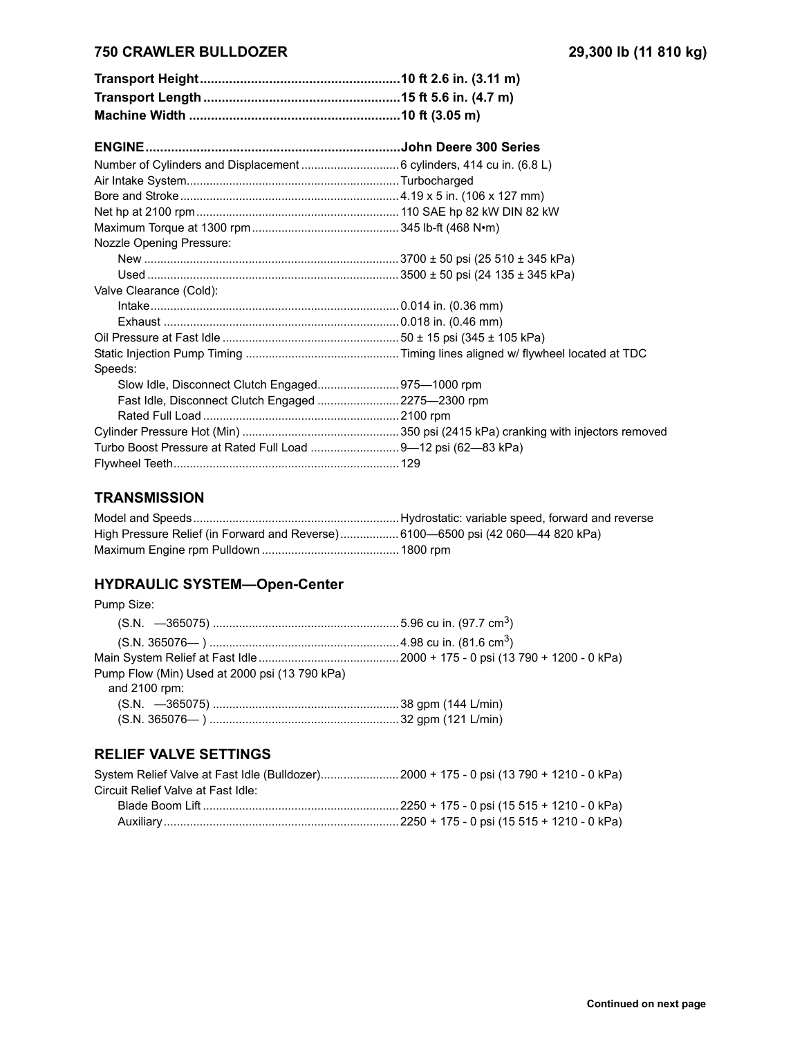# 750 CRAWLER BULLDOZER — 29,300 lb (11 810 kg)

| | |
|---|---|
| **Transport Height** | **10 ft 2.6 in. (3.11 m)** |
| **Transport Length** | **15 ft 5.6 in. (4.7 m)** |
| **Machine Width** | **10 ft (3.05 m)** |

| | |
|---|---|
| **ENGINE** | **John Deere 300 Series** |
| Number of Cylinders and Displacement | 6 cylinders, 414 cu in. (6.8 L) |
| Air Intake System | Turbocharged |
| Bore and Stroke | 4.19 x 5 in. (106 x 127 mm) |
| Net hp at 2100 rpm | 110 SAE hp 82 kW DIN 82 kW |
| Maximum Torque at 1300 rpm | 345 lb-ft (468 N•m) |
| Nozzle Opening Pressure: | |
| New | 3700 ± 50 psi (25 510 ± 345 kPa) |
| Used | 3500 ± 50 psi (24 135 ± 345 kPa) |
| Valve Clearance (Cold): | |
| Intake | 0.014 in. (0.36 mm) |
| Exhaust | 0.018 in. (0.46 mm) |
| Oil Pressure at Fast Idle | 50 ± 15 psi (345 ± 105 kPa) |
| Static Injection Pump Timing | Timing lines aligned w/ flywheel located at TDC |
| Speeds: | |
| Slow Idle, Disconnect Clutch Engaged | 975—1000 rpm |
| Fast Idle, Disconnect Clutch Engaged | 2275—2300 rpm |
| Rated Full Load | 2100 rpm |
| Cylinder Pressure Hot (Min) | 350 psi (2415 kPa) cranking with injectors removed |
| Turbo Boost Pressure at Rated Full Load | 9—12 psi (62—83 kPa) |
| Flywheel Teeth | 129 |

## TRANSMISSION

| | |
|---|---|
| Model and Speeds | Hydrostatic: variable speed, forward and reverse |
| High Pressure Relief (in Forward and Reverse) | 6100—6500 psi (42 060—44 820 kPa) |
| Maximum Engine rpm Pulldown | 1800 rpm |

## HYDRAULIC SYSTEM—Open-Center

| | |
|---|---|
| Pump Size: | |
| (S.N. —365075) | 5.96 cu in. (97.7 $cm^3$) |
| (S.N. 365076— ) | 4.98 cu in. (81.6 $cm^3$) |
| Main System Relief at Fast Idle | 2000 + 175 - 0 psi (13 790 + 1200 - 0 kPa) |
| Pump Flow (Min) Used at 2000 psi (13 790 kPa) and 2100 rpm: | |
| (S.N. —365075) | 38 gpm (144 L/min) |
| (S.N. 365076— ) | 32 gpm (121 L/min) |

## RELIEF VALVE SETTINGS

| | |
|---|---|
| System Relief Valve at Fast Idle (Bulldozer) | 2000 + 175 - 0 psi (13 790 + 1210 - 0 kPa) |
| Circuit Relief Valve at Fast Idle: | |
| Blade Boom Lift | 2250 + 175 - 0 psi (15 515 + 1210 - 0 kPa) |
| Auxiliary | 2250 + 175 - 0 psi (15 515 + 1210 - 0 kPa) |

**Continued on next page**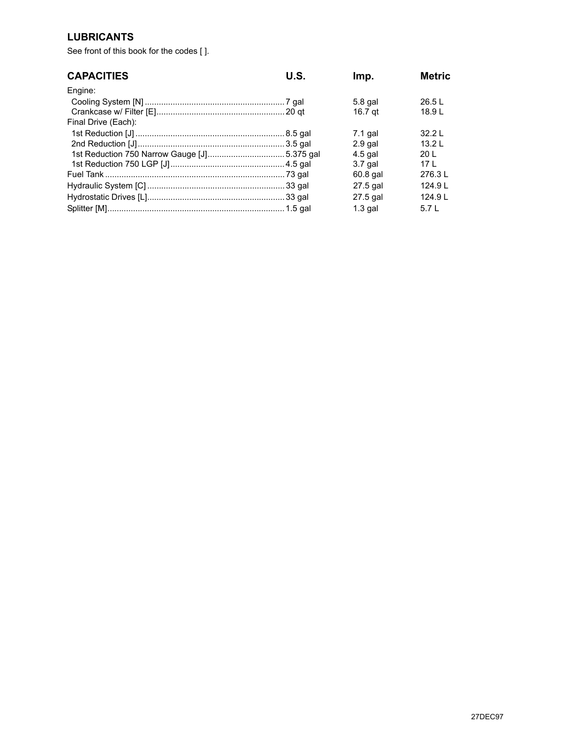## LUBRICANTS

See front of this book for the codes [ ].

| CAPACITIES | U.S. | Imp. | Metric |
| --- | --- | --- | --- |
| Engine: | | | |
| Cooling System [N] | 7 gal | 5.8 gal | 26.5 L |
| Crankcase w/ Filter [E] | 20 qt | 16.7 qt | 18.9 L |
| Final Drive (Each): | | | |
| 1st Reduction [J] | 8.5 gal | 7.1 gal | 32.2 L |
| 2nd Reduction [J] | 3.5 gal | 2.9 gal | 13.2 L |
| 1st Reduction 750 Narrow Gauge [J] | 5.375 gal | 4.5 gal | 20 L |
| 1st Reduction 750 LGP [J] | 4.5 gal | 3.7 gal | 17 L |
| Fuel Tank | 73 gal | 60.8 gal | 276.3 L |
| Hydraulic System [C] | 33 gal | 27.5 gal | 124.9 L |
| Hydrostatic Drives [L] | 33 gal | 27.5 gal | 124.9 L |
| Splitter [M] | 1.5 gal | 1.3 gal | 5.7 L |

27DEC97